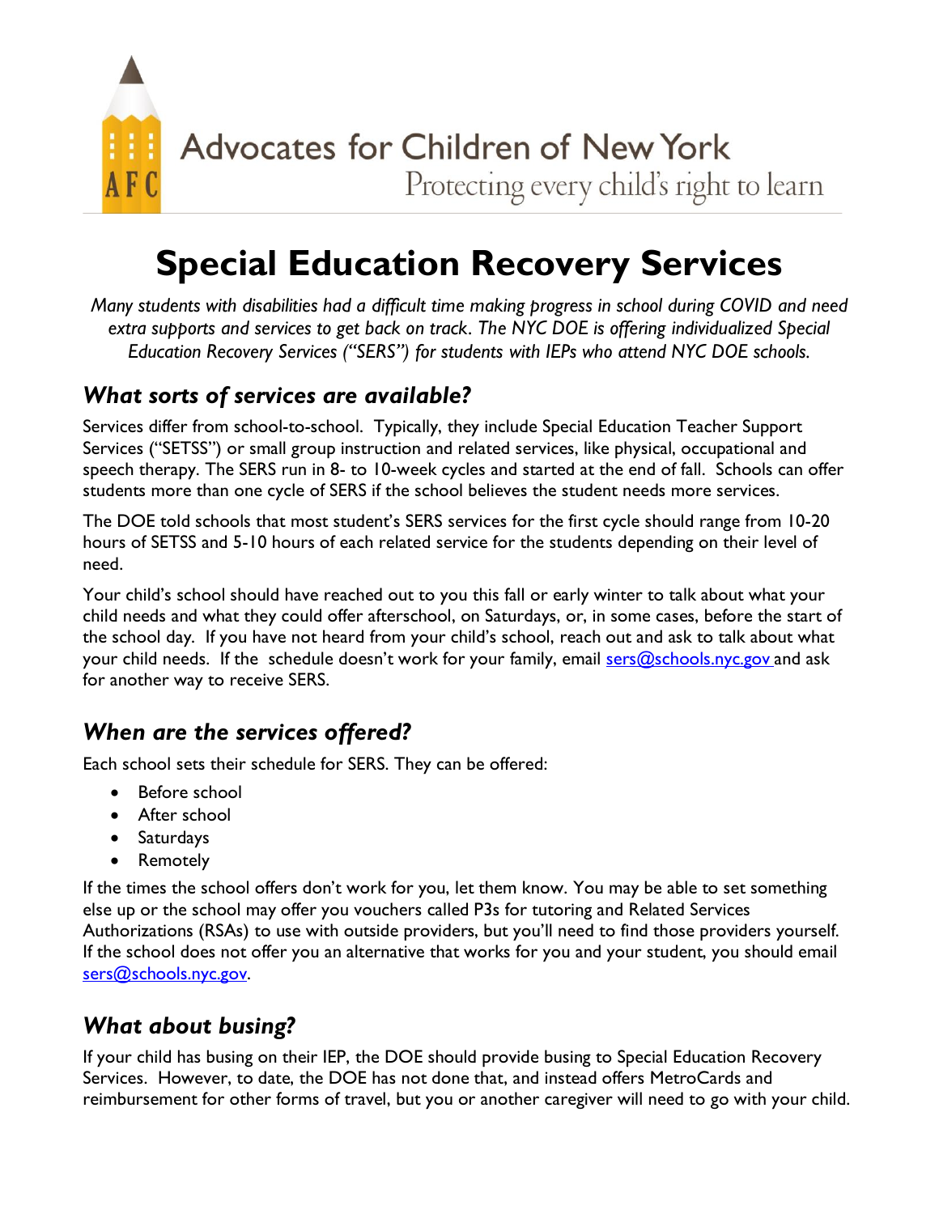Advocates for Children of New York

Protecting every child's right to learn

# Special Education Recovery Services

*Many students with disabilities had a difficult time making progress in school during COVID and need extra supports and services to get back on track. The NYC DOE is offering individualized Special Education Recovery Services ("SERS") for students with IEPs who attend NYC DOE schools.*

## *What sorts of services are available?*

Services differ from school-to-school. Typically, they include Special Education Teacher Support Services ("SETSS") or small group instruction and related services, like physical, occupational and speech therapy. The SERS run in 8- to 10-week cycles and started at the end of fall. Schools can offer students more than one cycle of SERS if the school believes the student needs more services.

The DOE told schools that most student's SERS services for the first cycle should range from 10-20 hours of SETSS and 5-10 hours of each related service for the students depending on their level of need.

Your child's school should have reached out to you this fall or early winter to talk about what your child needs and what they could offer afterschool, on Saturdays, or, in some cases, before the start of the school day. If you have not heard from your child's school, reach out and ask to talk about what your child needs. If the schedule doesn't work for your family, email sers@schools.nyc.gov and ask for another way to receive SERS.

## *When are the services offered?*

Each school sets their schedule for SERS. They can be offered:

- Before school
- After school
- Saturdays
- Remotely

If the times the school offers don't work for you, let them know. You may be able to set something else up or the school may offer you vouchers called P3s for tutoring and Related Services Authorizations (RSAs) to use with outside providers, but you'll need to find those providers yourself. If the school does not offer you an alternative that works for you and your student, you should email sers@schools.nyc.gov.

## *What about busing?*

If your child has busing on their IEP, the DOE should provide busing to Special Education Recovery Services. However, to date, the DOE has not done that, and instead offers MetroCards and reimbursement for other forms of travel, but you or another caregiver will need to go with your child.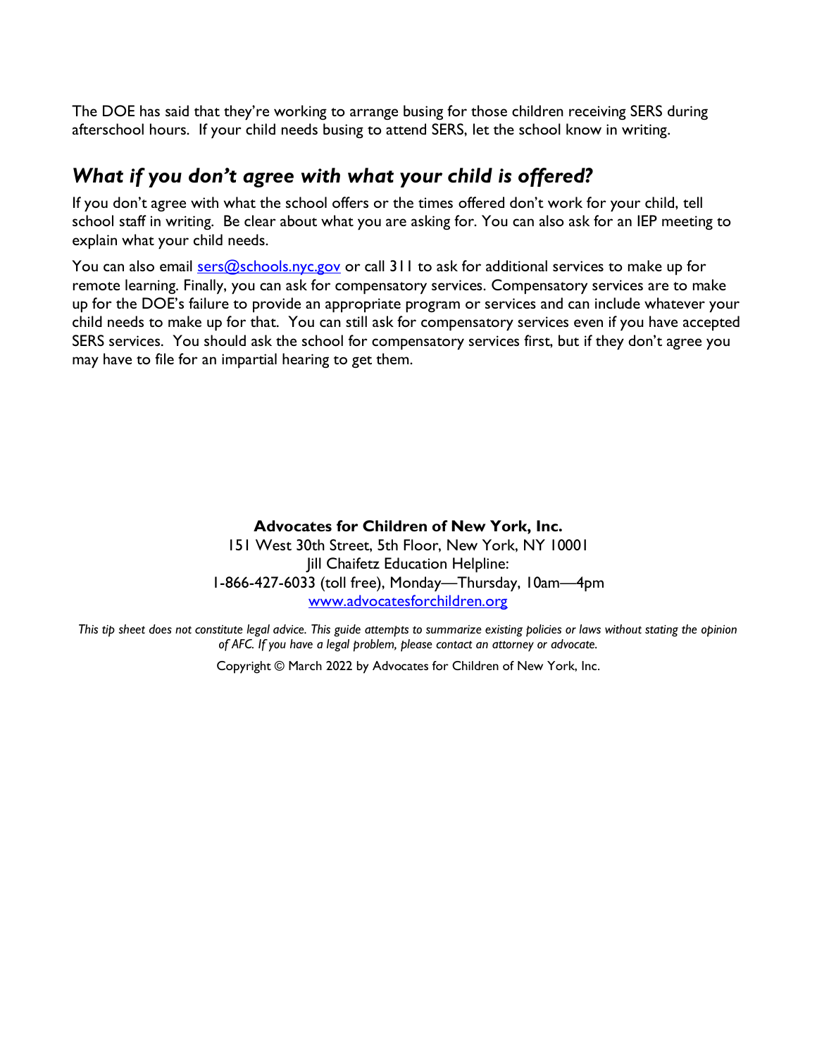The DOE has said that they're working to arrange busing for those children receiving SERS during afterschool hours. If your child needs busing to attend SERS, let the school know in writing.

## *What if you don't agree with what your child is offered?*

If you don't agree with what the school offers or the times offered don't work for your child, tell school staff in writing. Be clear about what you are asking for. You can also ask for an IEP meeting to explain what your child needs.

You can also email [sers@schools.nyc.gov](mailto:sers@schools.nyc.gov) or call 311 to ask for additional services to make up for remote learning. Finally, you can ask for compensatory services. Compensatory services are to make up for the DOE's failure to provide an appropriate program or services and can include whatever your child needs to make up for that. You can still ask for compensatory services even if you have accepted SERS services. You should ask the school for compensatory services first, but if they don't agree you may have to file for an impartial hearing to get them.

**Advocates for Children of New York, Inc.**
151 West 30th Street, 5th Floor, New York, NY 10001
Jill Chaifetz Education Helpline:
1-866-427-6033 (toll free), Monday—Thursday, 10am—4pm
[www.advocatesforchildren.org](http://www.advocatesforchildren.org)

*This tip sheet does not constitute legal advice. This guide attempts to summarize existing policies or laws without stating the opinion of AFC. If you have a legal problem, please contact an attorney or advocate.*

Copyright © March 2022 by Advocates for Children of New York, Inc.